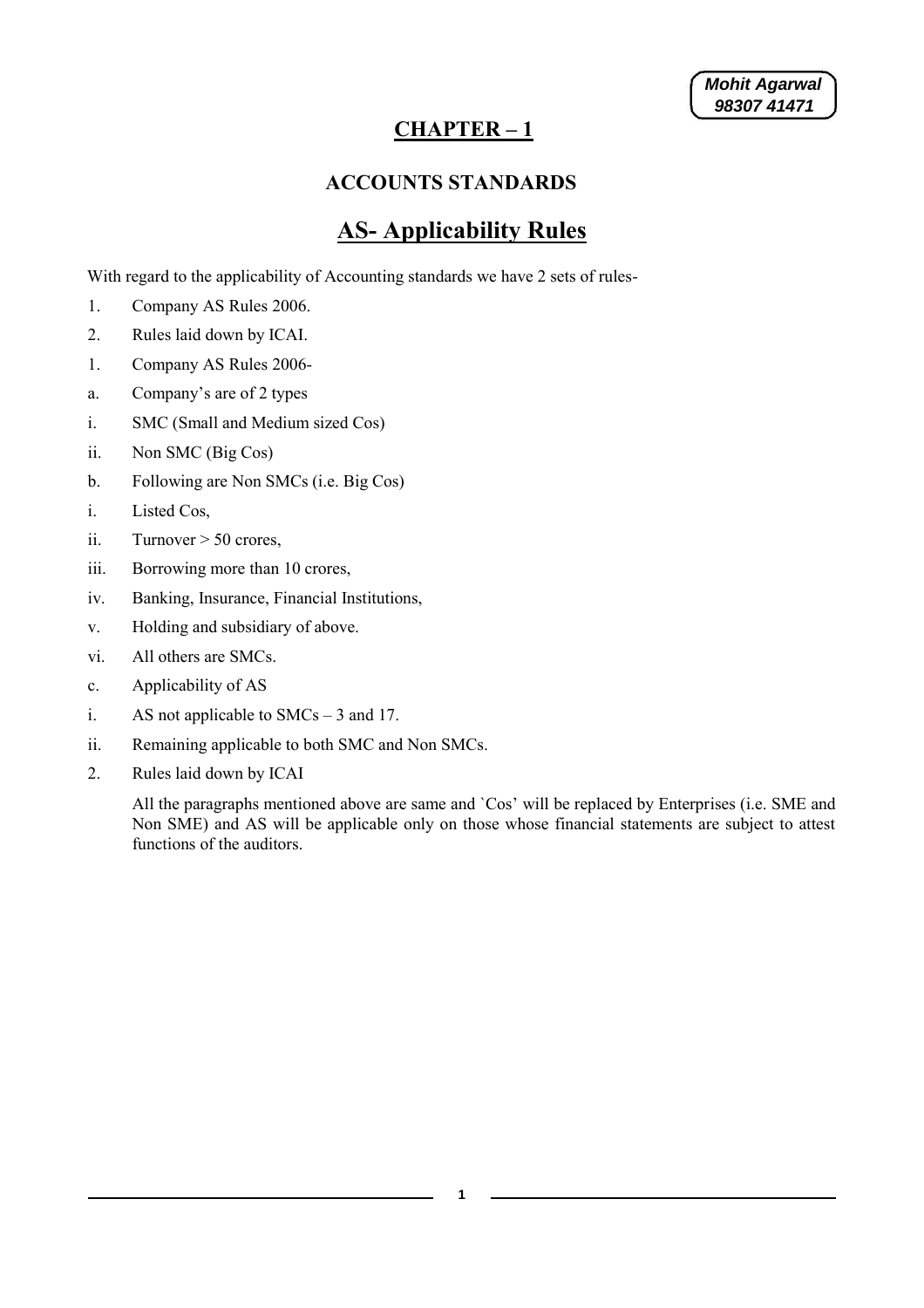# CHAPTER – 1

## ACCOUNTS STANDARDS

## AS- Applicability Rules

With regard to the applicability of Accounting standards we have 2 sets of rules-

1. Company AS Rules 2006.
2. Rules laid down by ICAI.

1. Company AS Rules 2006-

a. Company's are of 2 types

i. SMC (Small and Medium sized Cos)

ii. Non SMC (Big Cos)

b. Following are Non SMCs (i.e. Big Cos)

i. Listed Cos,

ii. Turnover > 50 crores,

iii. Borrowing more than 10 crores,

iv. Banking, Insurance, Financial Institutions,

v. Holding and subsidiary of above.

vi. All others are SMCs.

c. Applicability of AS

i. AS not applicable to SMCs – 3 and 17.

ii. Remaining applicable to both SMC and Non SMCs.

2. Rules laid down by ICAI

All the paragraphs mentioned above are same and `Cos' will be replaced by Enterprises (i.e. SME and Non SME) and AS will be applicable only on those whose financial statements are subject to attest functions of the auditors.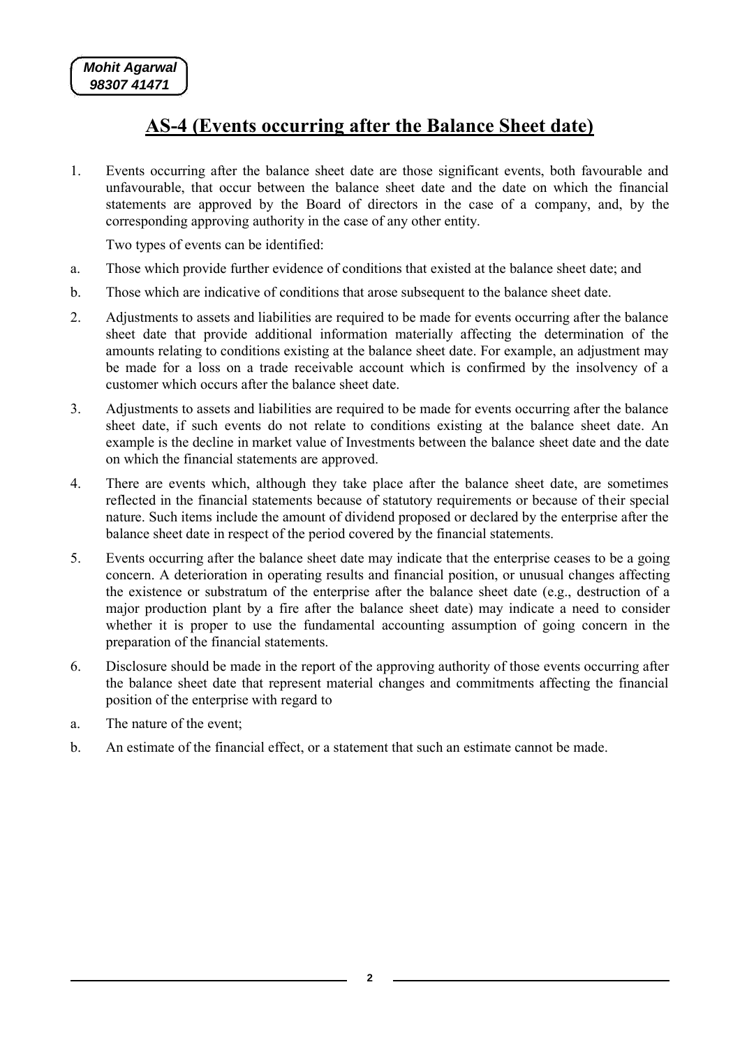Mohit Agarwal
98307 41471

# AS-4 (Events occurring after the Balance Sheet date)

1. Events occurring after the balance sheet date are those significant events, both favourable and unfavourable, that occur between the balance sheet date and the date on which the financial statements are approved by the Board of directors in the case of a company, and, by the corresponding approving authority in the case of any other entity.

   Two types of events can be identified:

a. Those which provide further evidence of conditions that existed at the balance sheet date; and

b. Those which are indicative of conditions that arose subsequent to the balance sheet date.

2. Adjustments to assets and liabilities are required to be made for events occurring after the balance sheet date that provide additional information materially affecting the determination of the amounts relating to conditions existing at the balance sheet date. For example, an adjustment may be made for a loss on a trade receivable account which is confirmed by the insolvency of a customer which occurs after the balance sheet date.

3. Adjustments to assets and liabilities are required to be made for events occurring after the balance sheet date, if such events do not relate to conditions existing at the balance sheet date. An example is the decline in market value of Investments between the balance sheet date and the date on which the financial statements are approved.

4. There are events which, although they take place after the balance sheet date, are sometimes reflected in the financial statements because of statutory requirements or because of their special nature. Such items include the amount of dividend proposed or declared by the enterprise after the balance sheet date in respect of the period covered by the financial statements.

5. Events occurring after the balance sheet date may indicate that the enterprise ceases to be a going concern. A deterioration in operating results and financial position, or unusual changes affecting the existence or substratum of the enterprise after the balance sheet date (e.g., destruction of a major production plant by a fire after the balance sheet date) may indicate a need to consider whether it is proper to use the fundamental accounting assumption of going concern in the preparation of the financial statements.

6. Disclosure should be made in the report of the approving authority of those events occurring after the balance sheet date that represent material changes and commitments affecting the financial position of the enterprise with regard to

a. The nature of the event;

b. An estimate of the financial effect, or a statement that such an estimate cannot be made.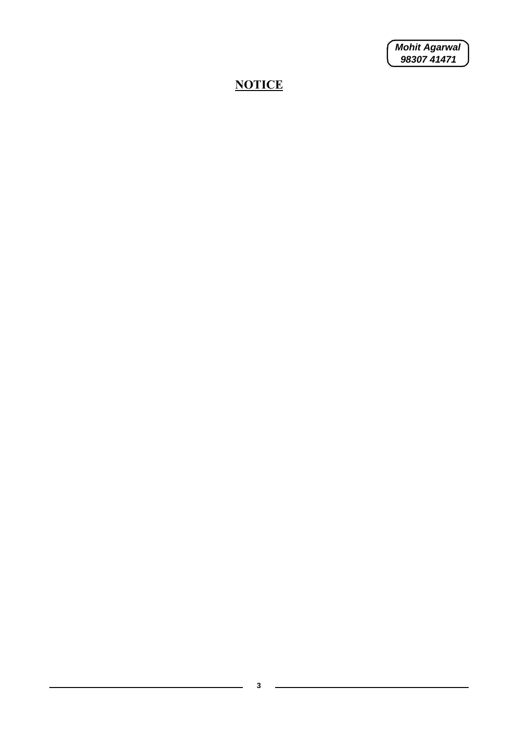# NOTICE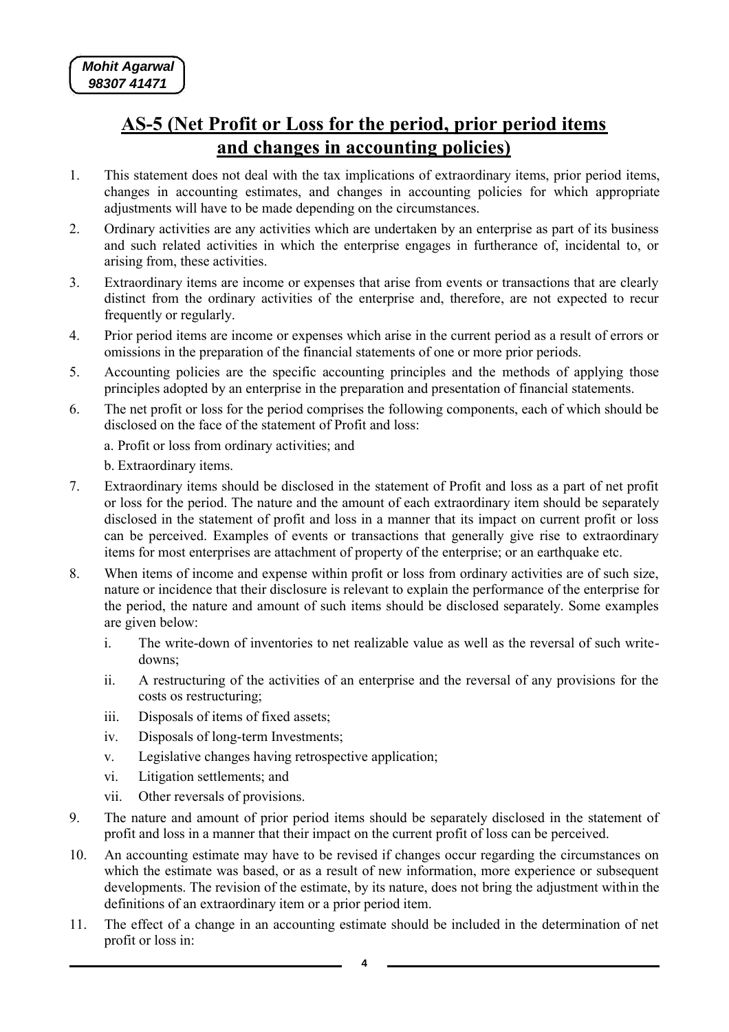Mohit Agarwal
98307 41471

# AS-5 (Net Profit or Loss for the period, prior period items and changes in accounting policies)

1. This statement does not deal with the tax implications of extraordinary items, prior period items, changes in accounting estimates, and changes in accounting policies for which appropriate adjustments will have to be made depending on the circumstances.
2. Ordinary activities are any activities which are undertaken by an enterprise as part of its business and such related activities in which the enterprise engages in furtherance of, incidental to, or arising from, these activities.
3. Extraordinary items are income or expenses that arise from events or transactions that are clearly distinct from the ordinary activities of the enterprise and, therefore, are not expected to recur frequently or regularly.
4. Prior period items are income or expenses which arise in the current period as a result of errors or omissions in the preparation of the financial statements of one or more prior periods.
5. Accounting policies are the specific accounting principles and the methods of applying those principles adopted by an enterprise in the preparation and presentation of financial statements.
6. The net profit or loss for the period comprises the following components, each of which should be disclosed on the face of the statement of Profit and loss:

   a. Profit or loss from ordinary activities; and

   b. Extraordinary items.
7. Extraordinary items should be disclosed in the statement of Profit and loss as a part of net profit or loss for the period. The nature and the amount of each extraordinary item should be separately disclosed in the statement of profit and loss in a manner that its impact on current profit or loss can be perceived. Examples of events or transactions that generally give rise to extraordinary items for most enterprises are attachment of property of the enterprise; or an earthquake etc.
8. When items of income and expense within profit or loss from ordinary activities are of such size, nature or incidence that their disclosure is relevant to explain the performance of the enterprise for the period, the nature and amount of such items should be disclosed separately. Some examples are given below:
   i. The write-down of inventories to net realizable value as well as the reversal of such write-downs;
   ii. A restructuring of the activities of an enterprise and the reversal of any provisions for the costs os restructuring;
   iii. Disposals of items of fixed assets;
   iv. Disposals of long-term Investments;
   v. Legislative changes having retrospective application;
   vi. Litigation settlements; and
   vii. Other reversals of provisions.
9. The nature and amount of prior period items should be separately disclosed in the statement of profit and loss in a manner that their impact on the current profit of loss can be perceived.
10. An accounting estimate may have to be revised if changes occur regarding the circumstances on which the estimate was based, or as a result of new information, more experience or subsequent developments. The revision of the estimate, by its nature, does not bring the adjustment within the definitions of an extraordinary item or a prior period item.
11. The effect of a change in an accounting estimate should be included in the determination of net profit or loss in: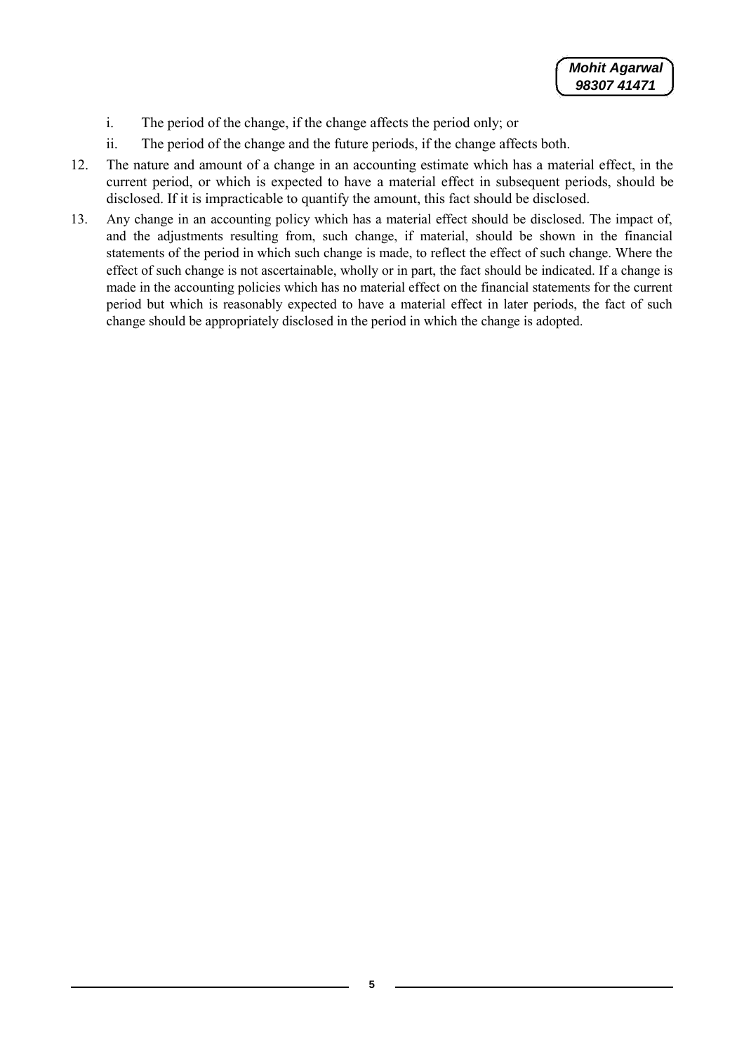i. The period of the change, if the change affects the period only; or

ii. The period of the change and the future periods, if the change affects both.

12. The nature and amount of a change in an accounting estimate which has a material effect, in the current period, or which is expected to have a material effect in subsequent periods, should be disclosed. If it is impracticable to quantify the amount, this fact should be disclosed.

13. Any change in an accounting policy which has a material effect should be disclosed. The impact of, and the adjustments resulting from, such change, if material, should be shown in the financial statements of the period in which such change is made, to reflect the effect of such change. Where the effect of such change is not ascertainable, wholly or in part, the fact should be indicated. If a change is made in the accounting policies which has no material effect on the financial statements for the current period but which is reasonably expected to have a material effect in later periods, the fact of such change should be appropriately disclosed in the period in which the change is adopted.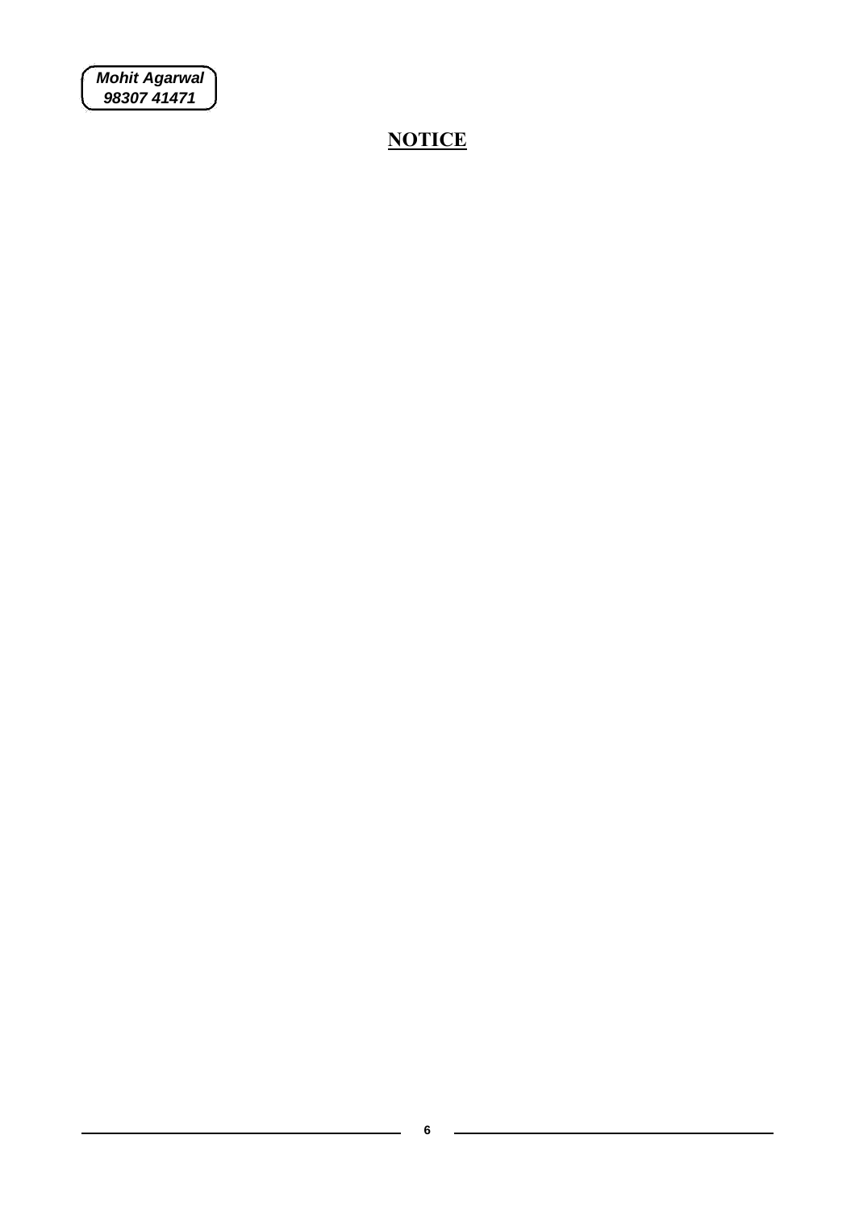# NOTICE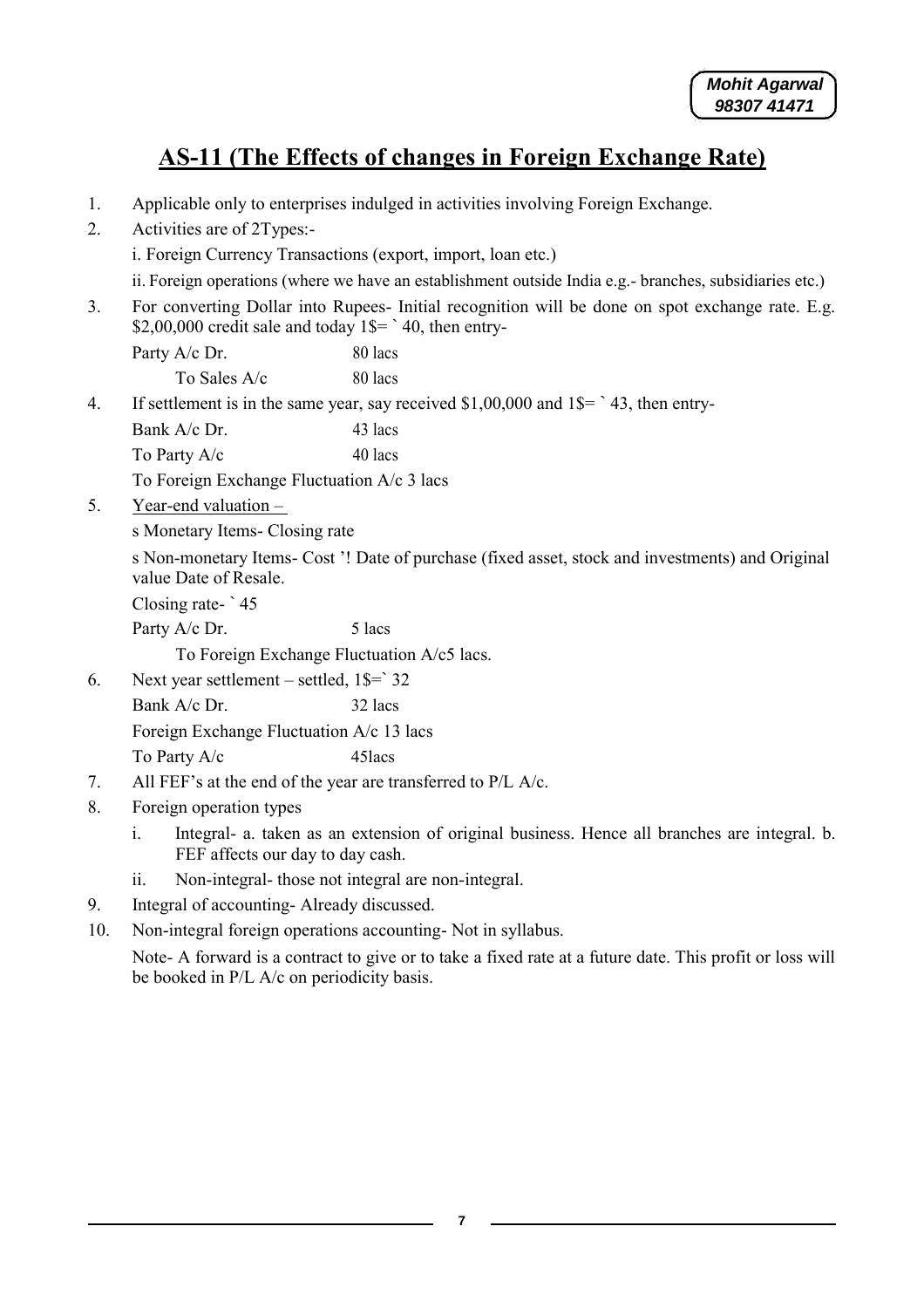# AS-11 (The Effects of changes in Foreign Exchange Rate)

1. Applicable only to enterprises indulged in activities involving Foreign Exchange.
2. Activities are of 2Types:-

   i. Foreign Currency Transactions (export, import, loan etc.)

   ii. Foreign operations (where we have an establishment outside India e.g.- branches, subsidiaries etc.)
3. For converting Dollar into Rupees- Initial recognition will be done on spot exchange rate. E.g. \$2,00,000 credit sale and today 1\$= ` 40, then entry-

   | | |
   |---|---|
   | Party A/c Dr. | 80 lacs |
   | To Sales A/c | 80 lacs |

4. If settlement is in the same year, say received \$1,00,000 and 1\$= ` 43, then entry-

   | | |
   |---|---|
   | Bank A/c Dr. | 43 lacs |
   | To Party A/c | 40 lacs |
   | To Foreign Exchange Fluctuation A/c | 3 lacs |

5. Year-end valuation –

   s Monetary Items- Closing rate

   s Non-monetary Items- Cost '! Date of purchase (fixed asset, stock and investments) and Original value Date of Resale.

   Closing rate- ` 45

   | | |
   |---|---|
   | Party A/c Dr. | 5 lacs |
   | To Foreign Exchange Fluctuation A/c | 5 lacs. |

6. Next year settlement – settled, 1\$=` 32

   | | |
   |---|---|
   | Bank A/c Dr. | 32 lacs |
   | Foreign Exchange Fluctuation A/c | 13 lacs |
   | To Party A/c | 45lacs |

7. All FEF's at the end of the year are transferred to P/L A/c.
8. Foreign operation types

   i. Integral- a. taken as an extension of original business. Hence all branches are integral. b. FEF affects our day to day cash.

   ii. Non-integral- those not integral are non-integral.
9. Integral of accounting- Already discussed.
10. Non-integral foreign operations accounting- Not in syllabus.

    Note- A forward is a contract to give or to take a fixed rate at a future date. This profit or loss will be booked in P/L A/c on periodicity basis.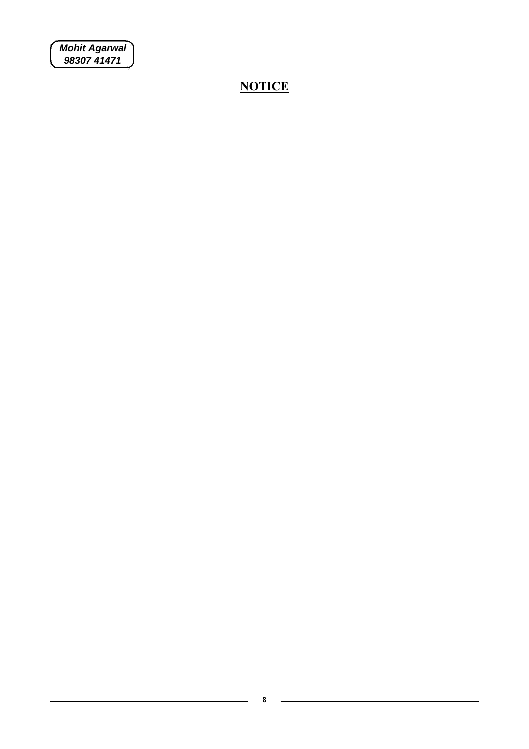**Mohit Agarwal**
**98307 41471**

# NOTICE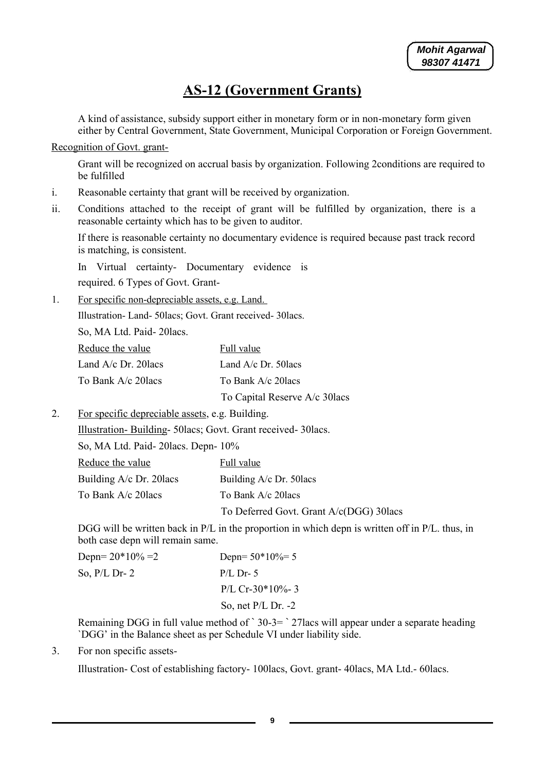# AS-12 (Government Grants)

A kind of assistance, subsidy support either in monetary form or in non-monetary form given either by Central Government, State Government, Municipal Corporation or Foreign Government.

Recognition of Govt. grant-

Grant will be recognized on accrual basis by organization. Following 2conditions are required to be fulfilled

i. Reasonable certainty that grant will be received by organization.

ii. Conditions attached to the receipt of grant will be fulfilled by organization, there is a reasonable certainty which has to be given to auditor.

If there is reasonable certainty no documentary evidence is required because past track record is matching, is consistent.

In Virtual certainty- Documentary evidence is required. 6 Types of Govt. Grant-

1. For specific non-depreciable assets, e.g. Land.

   Illustration- Land- 50lacs; Govt. Grant received- 30lacs.

   So, MA Ltd. Paid- 20lacs.

| Reduce the value | Full value |
|---|---|
| Land A/c Dr. 20lacs | Land A/c Dr. 50lacs |
| To Bank A/c 20lacs | To Bank A/c 20lacs |
| | To Capital Reserve A/c 30lacs |

2. For specific depreciable assets, e.g. Building.

   Illustration- Building- 50lacs; Govt. Grant received- 30lacs.

   So, MA Ltd. Paid- 20lacs. Depn- 10%

| Reduce the value | Full value |
|---|---|
| Building A/c Dr. 20lacs | Building A/c Dr. 50lacs |
| To Bank A/c 20lacs | To Bank A/c 20lacs |
| | To Deferred Govt. Grant A/c(DGG) 30lacs |

   DGG will be written back in P/L in the proportion in which depn is written off in P/L. thus, in both case depn will remain same.

| | |
|---|---|
| Depn= 20*10% =2 | Depn= 50*10%= 5 |
| So, P/L Dr- 2 | P/L Dr- 5 |
| | P/L Cr-30*10%- 3 |
| | So, net P/L Dr. -2 |

   Remaining DGG in full value method of ` 30-3= ` 27lacs will appear under a separate heading `DGG' in the Balance sheet as per Schedule VI under liability side.

3. For non specific assets-

   Illustration- Cost of establishing factory- 100lacs, Govt. grant- 40lacs, MA Ltd.- 60lacs.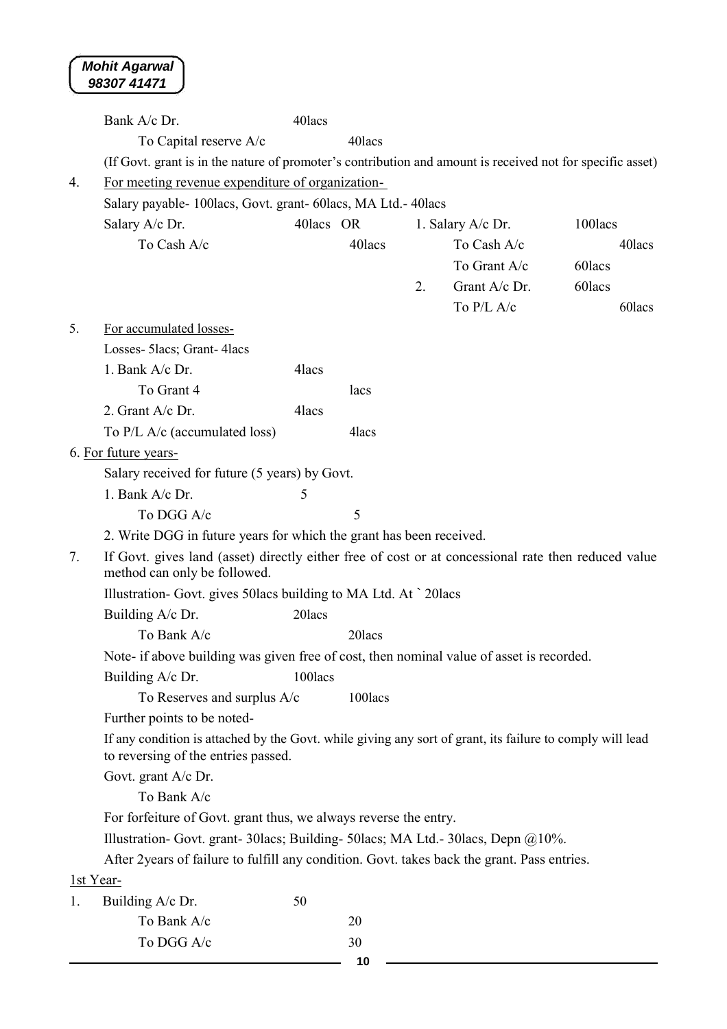| | | |
|---|---|---|
| Bank A/c Dr. | 40lacs | |
| To Capital reserve A/c | | 40lacs |

(If Govt. grant is in the nature of promoter's contribution and amount is received not for specific asset)

4. For meeting revenue expenditure of organization-

Salary payable- 100lacs, Govt. grant- 60lacs, MA Ltd.- 40lacs

| | | | | | | |
|---|---|---|---|---|---|---|
| Salary A/c Dr. | 40lacs | | OR | 1. Salary A/c Dr. | 100lacs | |
| To Cash A/c | | 40lacs | | To Cash A/c | | 40lacs |
| | | | | To Grant A/c | 60lacs | |
| | | | | 2. Grant A/c Dr. | 60lacs | |
| | | | | To P/L A/c | | 60lacs |

5. For accumulated losses-

Losses- 5lacs; Grant- 4lacs

| | | |
|---|---|---|
| 1. Bank A/c Dr. | 4lacs | |
| To Grant 4 | | lacs |
| 2. Grant A/c Dr. | 4lacs | |
| To P/L A/c (accumulated loss) | | 4lacs |

6. For future years-

Salary received for future (5 years) by Govt.

| | | |
|---|---|---|
| 1. Bank A/c Dr. | 5 | |
| To DGG A/c | | 5 |

2. Write DGG in future years for which the grant has been received.

7. If Govt. gives land (asset) directly either free of cost or at concessional rate then reduced value method can only be followed.

Illustration- Govt. gives 50lacs building to MA Ltd. At ` 20lacs

| | | |
|---|---|---|
| Building A/c Dr. | 20lacs | |
| To Bank A/c | | 20lacs |

Note- if above building was given free of cost, then nominal value of asset is recorded.

| | | |
|---|---|---|
| Building A/c Dr. | 100lacs | |
| To Reserves and surplus A/c | | 100lacs |

Further points to be noted-

If any condition is attached by the Govt. while giving any sort of grant, its failure to comply will lead to reversing of the entries passed.

Govt. grant A/c Dr.

To Bank A/c

For forfeiture of Govt. grant thus, we always reverse the entry.

Illustration- Govt. grant- 30lacs; Building- 50lacs; MA Ltd.- 30lacs, Depn @10%.

After 2years of failure to fulfill any condition. Govt. takes back the grant. Pass entries.

1st Year-

| | | |
|---|---|---|
| 1. Building A/c Dr. | 50 | |
| To Bank A/c | | 20 |
| To DGG A/c | | 30 |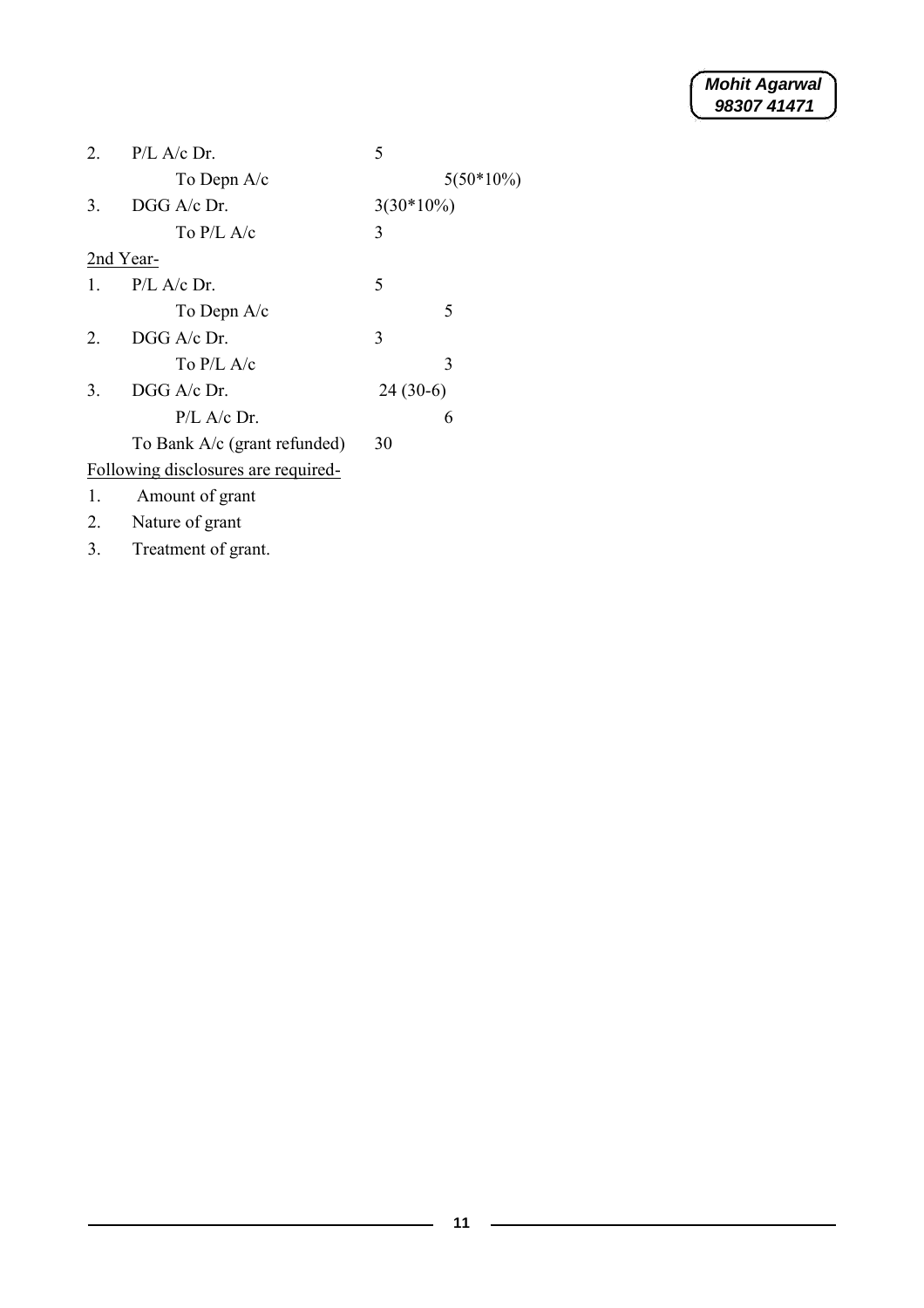| | | Dr. | Cr. |
|---|---|---|---|
| 2. | P/L A/c Dr. | 5 | |
| | To Depn A/c | | 5(50*10%) |
| 3. | DGG A/c Dr. | 3(30*10%) | |
| | To P/L A/c | 3 | |

2nd Year-

| | | Dr. | Cr. |
|---|---|---|---|
| 1. | P/L A/c Dr. | 5 | |
| | To Depn A/c | | 5 |
| 2. | DGG A/c Dr. | 3 | |
| | To P/L A/c | | 3 |
| 3. | DGG A/c Dr. | 24 (30-6) | |
| | P/L A/c Dr. | | 6 |
| | To Bank A/c (grant refunded) | 30 | |

Following disclosures are required-

1. Amount of grant
2. Nature of grant
3. Treatment of grant.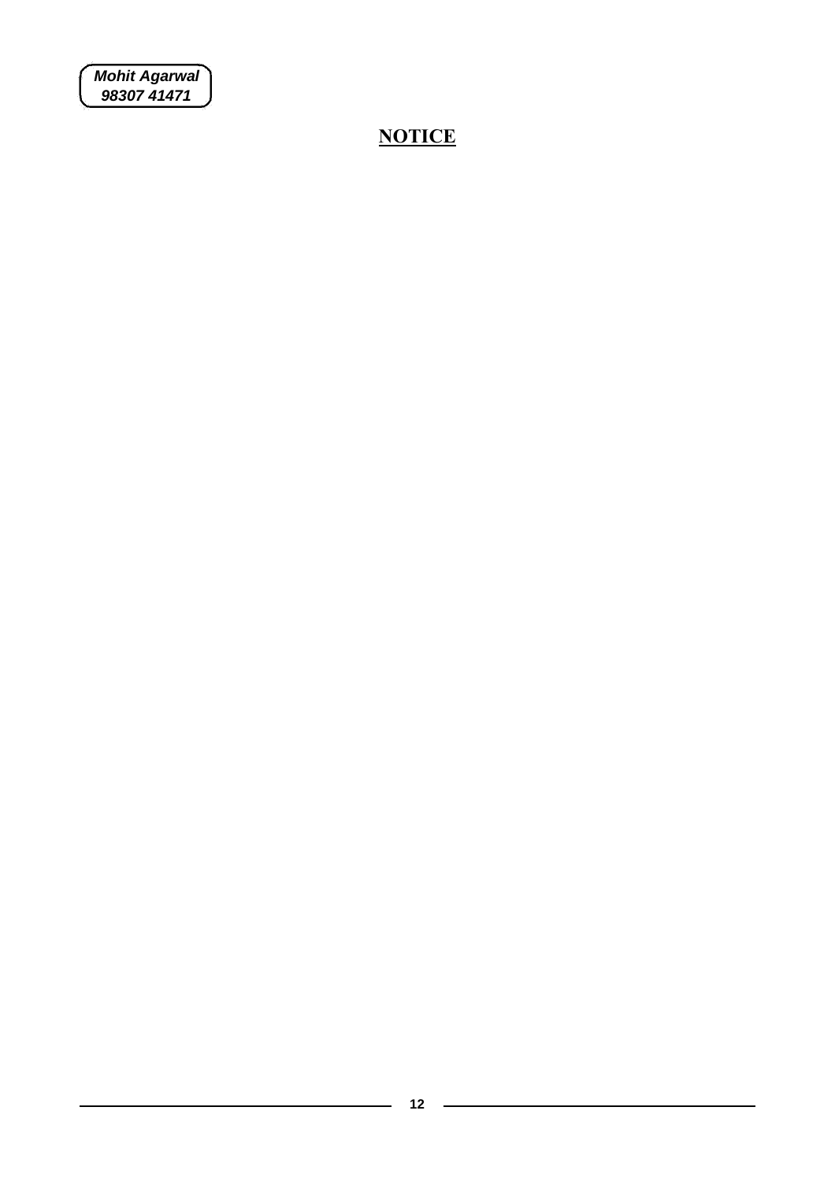# NOTICE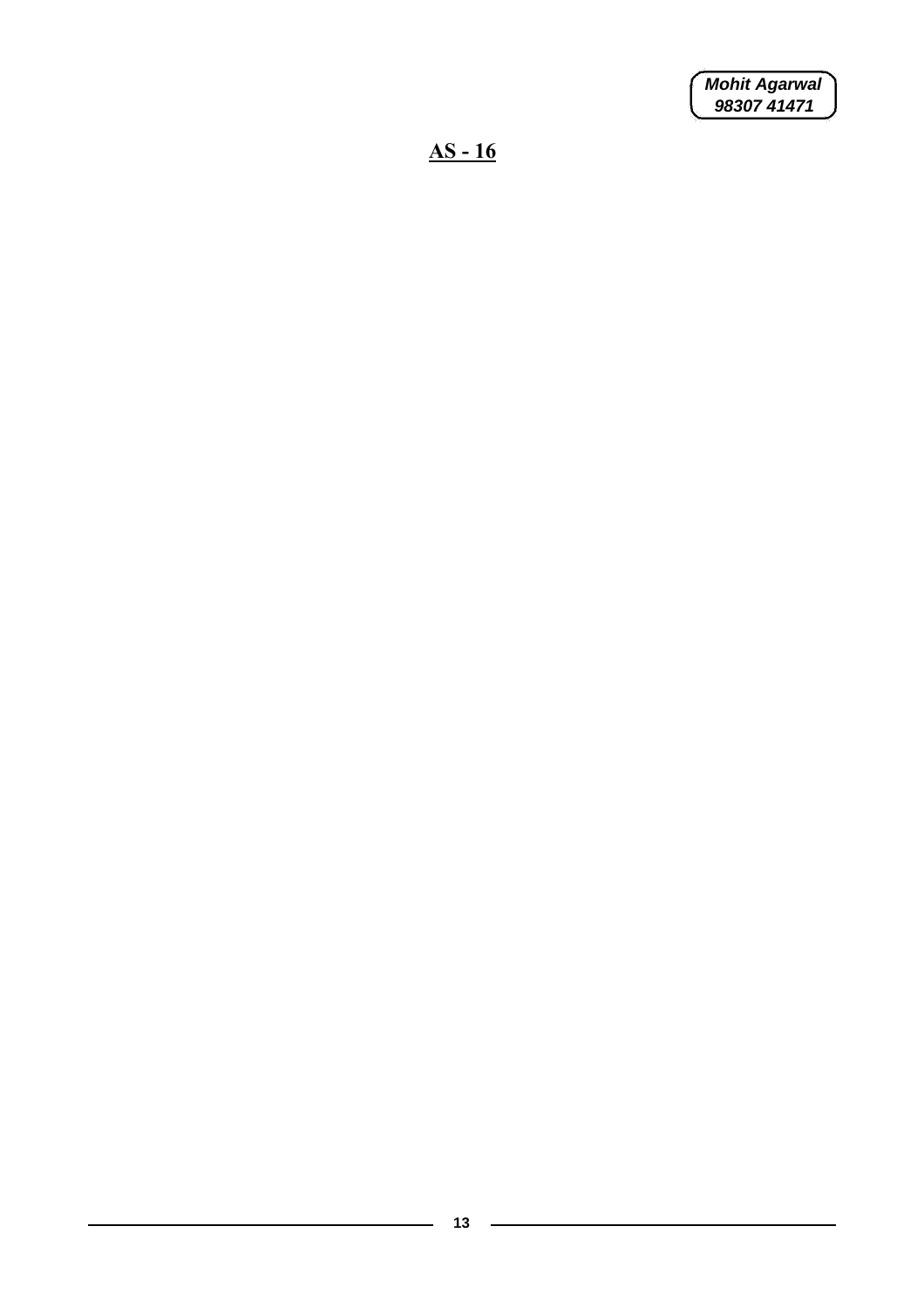# AS - 16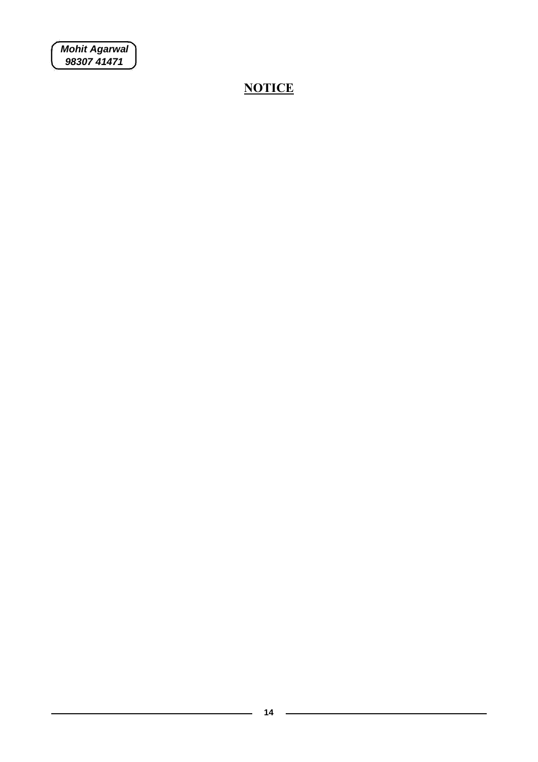# NOTICE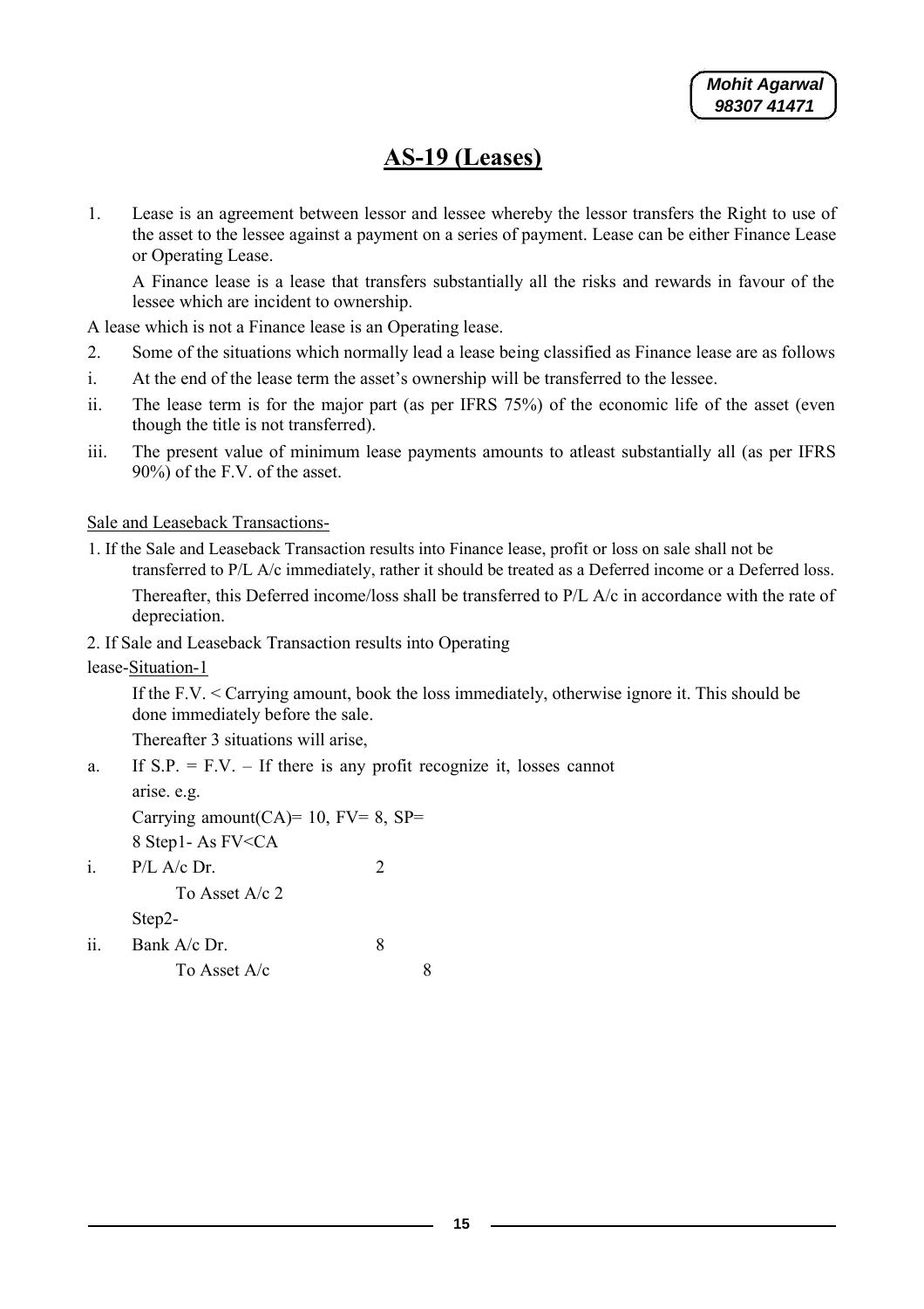# AS-19 (Leases)

1. Lease is an agreement between lessor and lessee whereby the lessor transfers the Right to use of the asset to the lessee against a payment on a series of payment. Lease can be either Finance Lease or Operating Lease.

   A Finance lease is a lease that transfers substantially all the risks and rewards in favour of the lessee which are incident to ownership.

A lease which is not a Finance lease is an Operating lease.

2. Some of the situations which normally lead a lease being classified as Finance lease are as follows

i. At the end of the lease term the asset's ownership will be transferred to the lessee.

ii. The lease term is for the major part (as per IFRS 75%) of the economic life of the asset (even though the title is not transferred).

iii. The present value of minimum lease payments amounts to atleast substantially all (as per IFRS 90%) of the F.V. of the asset.

Sale and Leaseback Transactions-

1. If the Sale and Leaseback Transaction results into Finance lease, profit or loss on sale shall not be transferred to P/L A/c immediately, rather it should be treated as a Deferred income or a Deferred loss.

   Thereafter, this Deferred income/loss shall be transferred to P/L A/c in accordance with the rate of depreciation.

2. If Sale and Leaseback Transaction results into Operating lease-Situation-1

   If the F.V. < Carrying amount, book the loss immediately, otherwise ignore it. This should be done immediately before the sale.

   Thereafter 3 situations will arise,

a. If S.P. = F.V. – If there is any profit recognize it, losses cannot arise. e.g.

   Carrying amount(CA)= 10, FV= 8, SP= 8

   Step1- As FV<CA

i. P/L A/c Dr. 2
   To Asset A/c 2

   Step2-

ii. Bank A/c Dr. 8
   To Asset A/c 8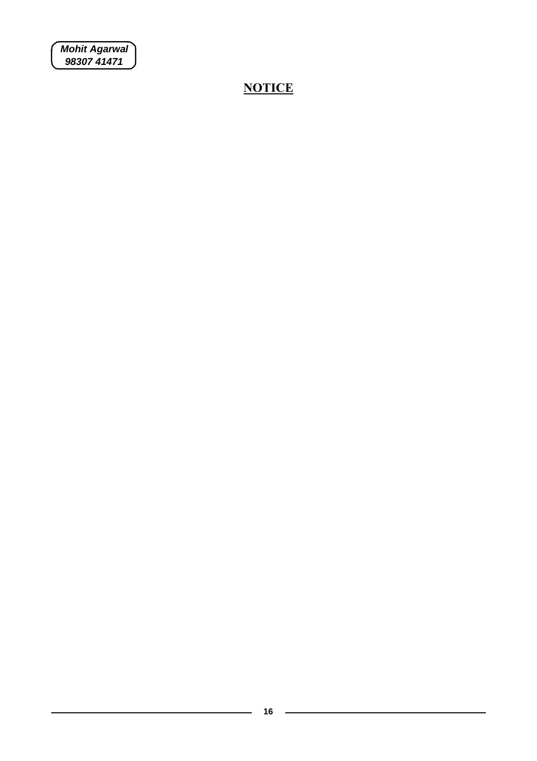Mohit Agarwal
98307 41471

# NOTICE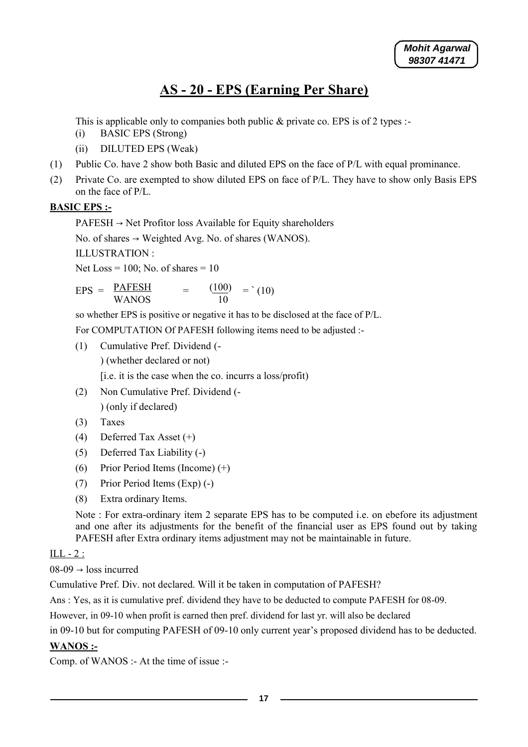# AS - 20 - EPS (Earning Per Share)

This is applicable only to companies both public & private co. EPS is of 2 types :-

(i) BASIC EPS (Strong)

(ii) DILUTED EPS (Weak)

(1) Public Co. have 2 show both Basic and diluted EPS on the face of P/L with equal prominance.

(2) Private Co. are exempted to show diluted EPS on face of P/L. They have to show only Basis EPS on the face of P/L.

**BASIC EPS :-**

PAFESH → Net Profitor loss Available for Equity shareholders

No. of shares → Weighted Avg. No. of shares (WANOS).

ILLUSTRATION :

Net Loss = 100; No. of shares = 10

$$EPS = \frac{PAFESH}{WANOS} = \frac{(100)}{10} = ` (10)$$

so whether EPS is positive or negative it has to be disclosed at the face of P/L.

For COMPUTATION Of PAFESH following items need to be adjusted :-

(1) Cumulative Pref. Dividend (-

) (whether declared or not)

[i.e. it is the case when the co. incurrs a loss/profit)

(2) Non Cumulative Pref. Dividend (-

) (only if declared)

(3) Taxes

(4) Deferred Tax Asset (+)

(5) Deferred Tax Liability (-)

(6) Prior Period Items (Income) (+)

(7) Prior Period Items (Exp) (-)

(8) Extra ordinary Items.

Note : For extra-ordinary item 2 separate EPS has to be computed i.e. on ebefore its adjustment and one after its adjustments for the benefit of the financial user as EPS found out by taking PAFESH after Extra ordinary items adjustment may not be maintainable in future.

ILL - 2 :

08-09 → loss incurred

Cumulative Pref. Div. not declared. Will it be taken in computation of PAFESH?

Ans : Yes, as it is cumulative pref. dividend they have to be deducted to compute PAFESH for 08-09.

However, in 09-10 when profit is earned then pref. dividend for last yr. will also be declared

in 09-10 but for computing PAFESH of 09-10 only current year's proposed dividend has to be deducted.

**WANOS :-**

Comp. of WANOS :- At the time of issue :-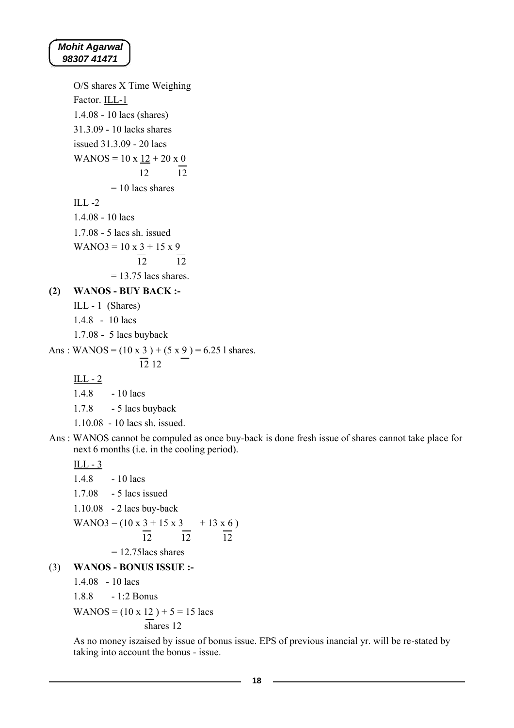O/S shares X Time Weighing Factor. ILL-1

1.4.08 - 10 lacs (shares)

31.3.09 - 10 lacks shares

issued 31.3.09 - 20 lacs

WANOS = $10 \times \frac{12}{12} + 20 \times \frac{0}{12}$

= 10 lacs shares

ILL -2

1.4.08 - 10 lacs

1.7.08 - 5 lacs sh. issued

WANO3 = $10 \times \frac{3}{12} + 15 \times \frac{9}{12}$

= 13.75 lacs shares.

**(2) WANOS - BUY BACK :-**

ILL - 1 (Shares)

1.4.8 - 10 lacs

1.7.08 - 5 lacs buyback

Ans : WANOS = $(10 \times \frac{3}{12}) + (5 \times \frac{9}{12})$ = 6.25 l shares.

ILL - 2

1.4.8 - 10 lacs

1.7.8 - 5 lacs buyback

1.10.08 - 10 lacs sh. issued.

Ans : WANOS cannot be compuled as once buy-back is done fresh issue of shares cannot take place for next 6 months (i.e. in the cooling period).

ILL - 3

1.4.8 - 10 lacs

1.7.08 - 5 lacs issued

1.10.08 - 2 lacs buy-back

WANO3 = $(10 \times \frac{3}{12} + 15 \times \frac{3}{12} + 13 \times \frac{6}{12})$

= 12.75lacs shares

**(3) WANOS - BONUS ISSUE :-**

1.4.08 - 10 lacs

1.8.8 - 1:2 Bonus

WANOS = $(10 \times \frac{12}{12}) + 5$ = 15 lacs shares

As no money iszaised by issue of bonus issue. EPS of previous inancial yr. will be re-stated by taking into account the bonus - issue.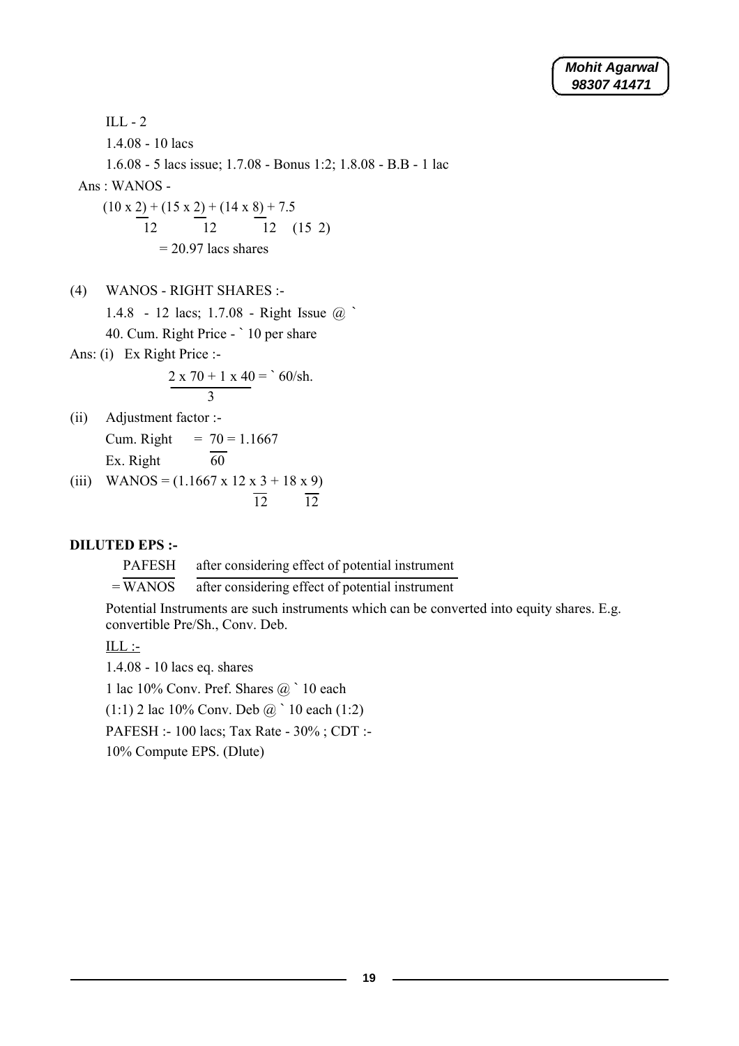ILL - 2

1.4.08 - 10 lacs

1.6.08 - 5 lacs issue; 1.7.08 - Bonus 1:2; 1.8.08 - B.B - 1 lac

Ans : WANOS -

$$\left(10 \times \frac{2}{12}\right) + \left(15 \times \frac{2}{12}\right) + \left(14 \times \frac{8}{12}\right) + 7.5 \quad (15\ 2)$$

= 20.97 lacs shares

(4) WANOS - RIGHT SHARES :-

1.4.8 - 12 lacs; 1.7.08 - Right Issue @ ` 40. Cum. Right Price - ` 10 per share

Ans: (i) Ex Right Price :-

$$\frac{2 \times 70 + 1 \times 40}{3} = \text{` } 60/\text{sh.}$$

(ii) Adjustment factor :-

$$\frac{\text{Cum. Right}}{\text{Ex. Right}} = \frac{70}{60} = 1.1667$$

(iii) $\text{WANOS} = \left(1.1667 \times 12 \times \frac{3}{12} + 18 \times \frac{9}{12}\right)$

**DILUTED EPS :-**

$$= \frac{\text{PAFESH after considering effect of potential instrument}}{\text{WANOS after considering effect of potential instrument}}$$

Potential Instruments are such instruments which can be converted into equity shares. E.g. convertible Pre/Sh., Conv. Deb.

ILL :-

1.4.08 - 10 lacs eq. shares

1 lac 10% Conv. Pref. Shares @ ` 10 each

(1:1) 2 lac 10% Conv. Deb @ ` 10 each (1:2)

PAFESH :- 100 lacs; Tax Rate - 30% ; CDT :-

10% Compute EPS. (Dlute)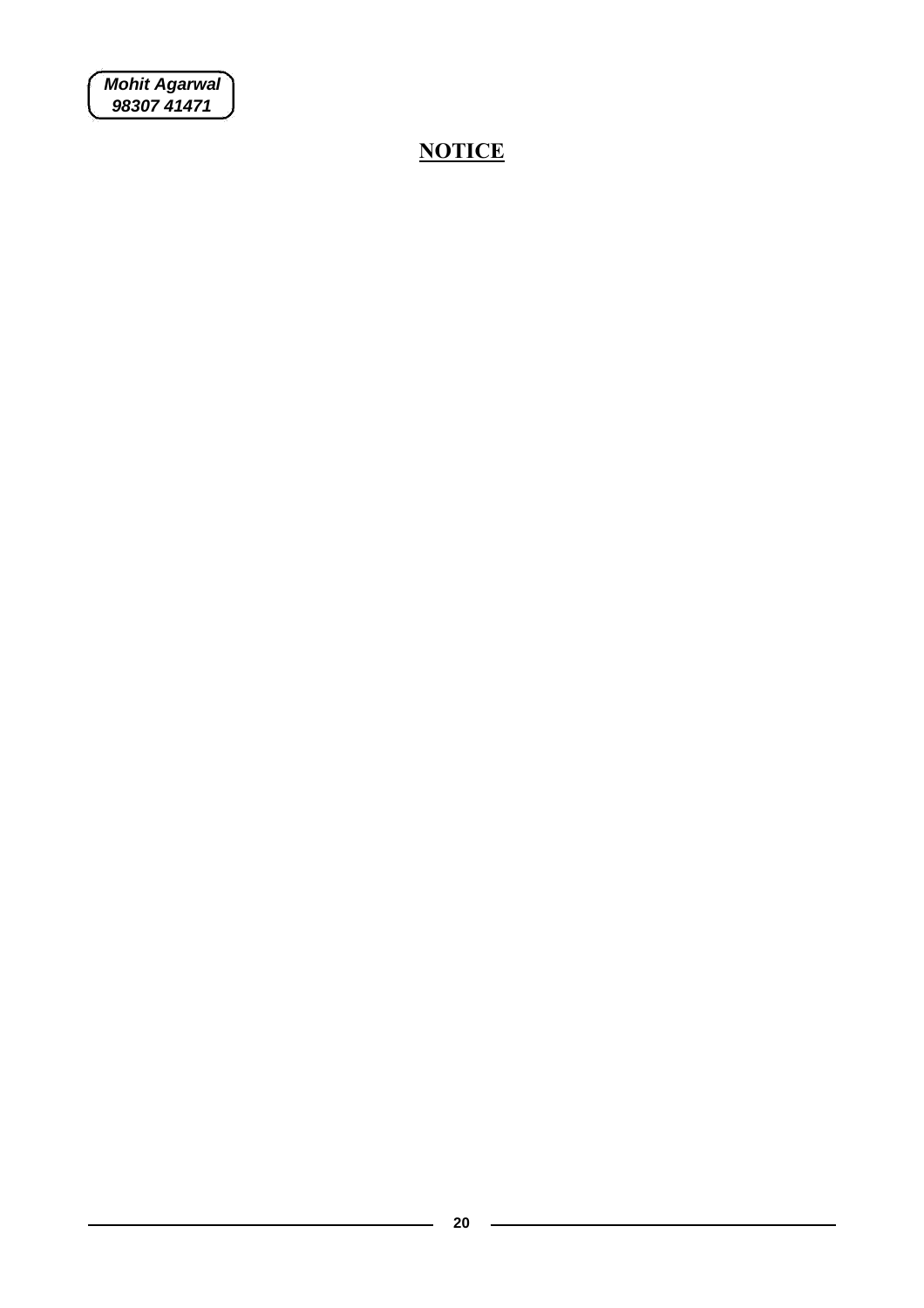# NOTICE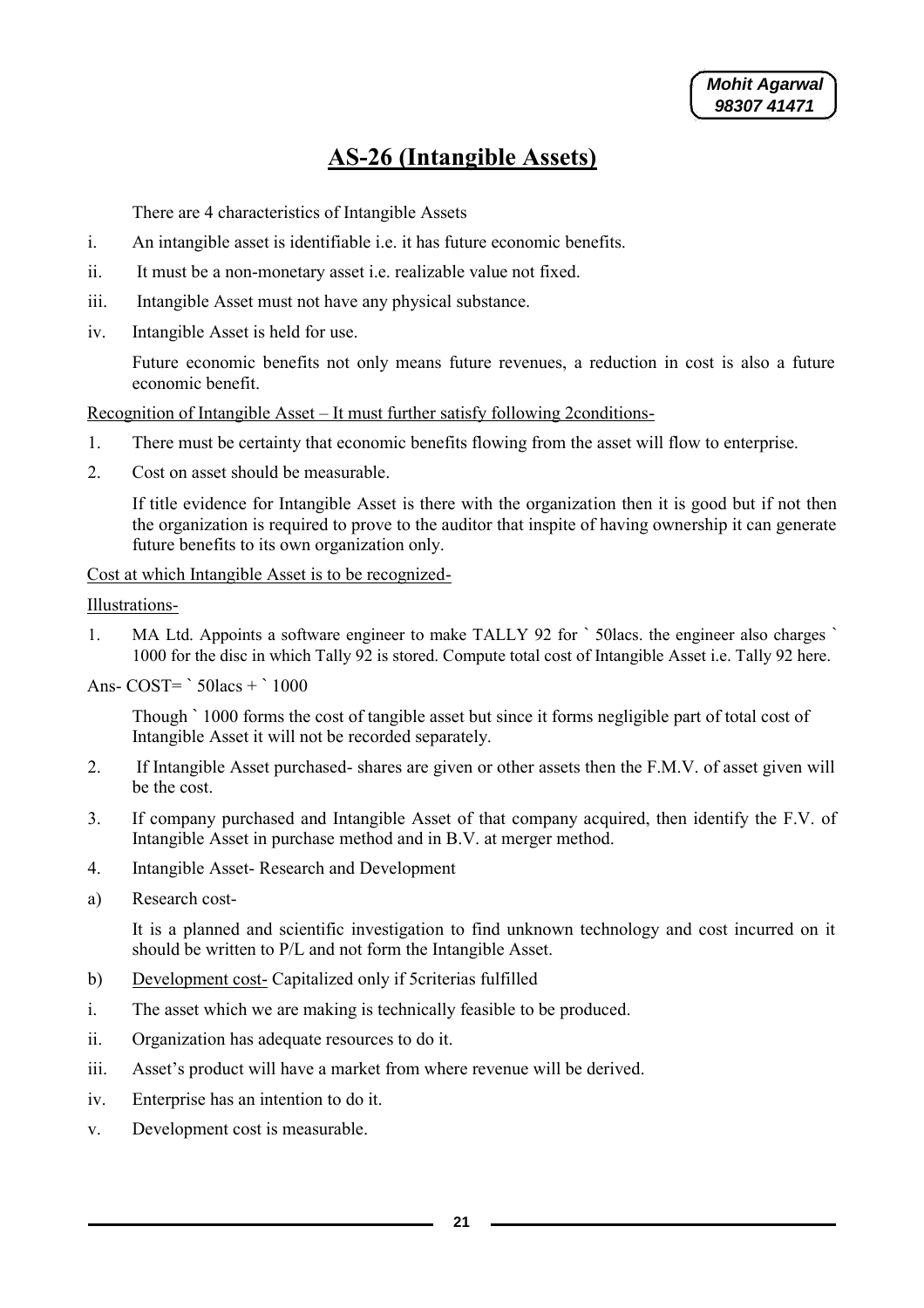# AS-26 (Intangible Assets)

There are 4 characteristics of Intangible Assets

i. An intangible asset is identifiable i.e. it has future economic benefits.

ii. It must be a non-monetary asset i.e. realizable value not fixed.

iii. Intangible Asset must not have any physical substance.

iv. Intangible Asset is held for use.

Future economic benefits not only means future revenues, a reduction in cost is also a future economic benefit.

Recognition of Intangible Asset – It must further satisfy following 2conditions-

1. There must be certainty that economic benefits flowing from the asset will flow to enterprise.
2. Cost on asset should be measurable.

   If title evidence for Intangible Asset is there with the organization then it is good but if not then the organization is required to prove to the auditor that inspite of having ownership it can generate future benefits to its own organization only.

Cost at which Intangible Asset is to be recognized-

Illustrations-

1. MA Ltd. Appoints a software engineer to make TALLY 92 for ` 50lacs. the engineer also charges ` 1000 for the disc in which Tally 92 is stored. Compute total cost of Intangible Asset i.e. Tally 92 here.

Ans- COST= ` 50lacs + ` 1000

Though ` 1000 forms the cost of tangible asset but since it forms negligible part of total cost of Intangible Asset it will not be recorded separately.

2. If Intangible Asset purchased- shares are given or other assets then the F.M.V. of asset given will be the cost.
3. If company purchased and Intangible Asset of that company acquired, then identify the F.V. of Intangible Asset in purchase method and in B.V. at merger method.
4. Intangible Asset- Research and Development

a) Research cost-

It is a planned and scientific investigation to find unknown technology and cost incurred on it should be written to P/L and not form the Intangible Asset.

b) Development cost- Capitalized only if 5criterias fulfilled

i. The asset which we are making is technically feasible to be produced.

ii. Organization has adequate resources to do it.

iii. Asset's product will have a market from where revenue will be derived.

iv. Enterprise has an intention to do it.

v. Development cost is measurable.